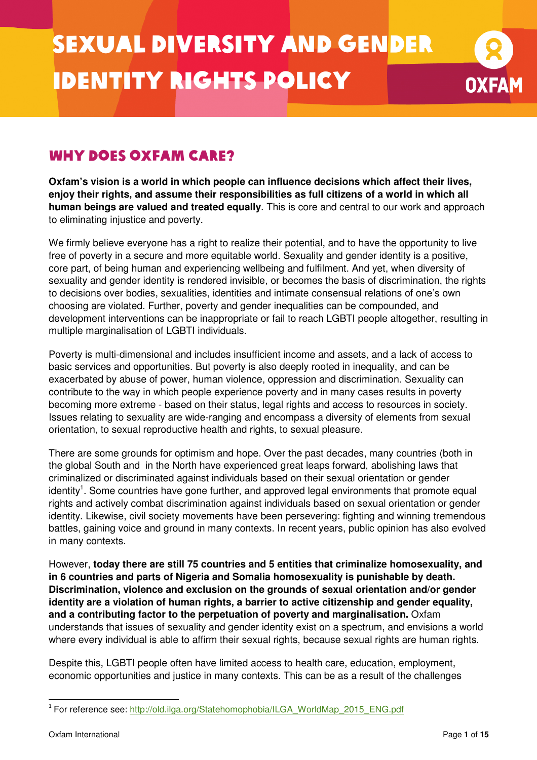# SEXUAL DIVERSITY AND GENDER IDENTITY RIGHTS POLICY

## WHY DOES OXFAM CARE?

**Oxfam's vision is a world in which people can influence decisions which affect their lives, enjoy their rights, and assume their responsibilities as full citizens of a world in which all human beings are valued and treated equally**. This is core and central to our work and approach to eliminating injustice and poverty.

We firmly believe everyone has a right to realize their potential, and to have the opportunity to live free of poverty in a secure and more equitable world. Sexuality and gender identity is a positive, core part, of being human and experiencing wellbeing and fulfilment. And yet, when diversity of sexuality and gender identity is rendered invisible, or becomes the basis of discrimination, the rights to decisions over bodies, sexualities, identities and intimate consensual relations of one's own choosing are violated. Further, poverty and gender inequalities can be compounded, and development interventions can be inappropriate or fail to reach LGBTI people altogether, resulting in multiple marginalisation of LGBTI individuals.

Poverty is multi-dimensional and includes insufficient income and assets, and a lack of access to basic services and opportunities. But poverty is also deeply rooted in inequality, and can be exacerbated by abuse of power, human violence, oppression and discrimination. Sexuality can contribute to the way in which people experience poverty and in many cases results in poverty becoming more extreme - based on their status, legal rights and access to resources in society. Issues relating to sexuality are wide-ranging and encompass a diversity of elements from sexual orientation, to sexual reproductive health and rights, to sexual pleasure.

There are some grounds for optimism and hope. Over the past decades, many countries (both in the global South and  in the North have experienced great leaps forward, abolishing laws that criminalized or discriminated against individuals based on their sexual orientation or gender identity[1]. Some countries have gone further, and approved legal environments that promote equal rights and actively combat discrimination against individuals based on sexual orientation or gender identity. Likewise, civil society movements have been persevering: fighting and winning tremendous battles, gaining voice and ground in many contexts. In recent years, public opinion has also evolved in many contexts.

However, **today there are still 75 countries and 5 entities that criminalize homosexuality, and in 6 countries and parts of Nigeria and Somalia homosexuality is punishable by death. Discrimination, violence and exclusion on the grounds of sexual orientation and/or gender identity are a violation of human rights, a barrier to active citizenship and gender equality, and a contributing factor to the perpetuation of poverty and marginalisation.** Oxfam understands that issues of sexuality and gender identity exist on a spectrum, and envisions a world where every individual is able to affirm their sexual rights, because sexual rights are human rights.

Despite this, LGBTI people often have limited access to health care, education, employment, economic opportunities and justice in many contexts. This can be as a result of the challenges

[1] For reference see: http://old.ilga.org/Statehomophobia/ILGA_WorldMap_2015_ENG.pdf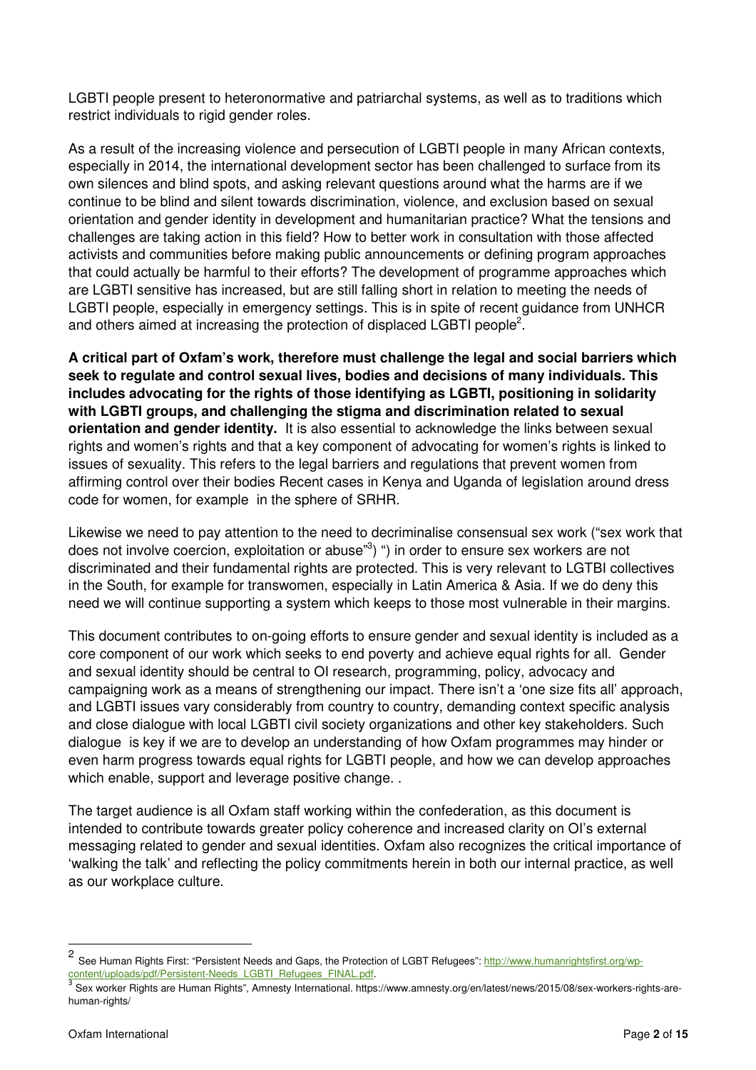LGBTI people present to heteronormative and patriarchal systems, as well as to traditions which restrict individuals to rigid gender roles.

As a result of the increasing violence and persecution of LGBTI people in many African contexts, especially in 2014, the international development sector has been challenged to surface from its own silences and blind spots, and asking relevant questions around what the harms are if we continue to be blind and silent towards discrimination, violence, and exclusion based on sexual orientation and gender identity in development and humanitarian practice? What the tensions and challenges are taking action in this field? How to better work in consultation with those affected activists and communities before making public announcements or defining program approaches that could actually be harmful to their efforts? The development of programme approaches which are LGBTI sensitive has increased, but are still falling short in relation to meeting the needs of LGBTI people, especially in emergency settings. This is in spite of recent guidance from UNHCR and others aimed at increasing the protection of displaced LGBTI people[2].

**A critical part of Oxfam's work, therefore must challenge the legal and social barriers which seek to regulate and control sexual lives, bodies and decisions of many individuals. This includes advocating for the rights of those identifying as LGBTI, positioning in solidarity with LGBTI groups, and challenging the stigma and discrimination related to sexual orientation and gender identity.** It is also essential to acknowledge the links between sexual rights and women's rights and that a key component of advocating for women's rights is linked to issues of sexuality. This refers to the legal barriers and regulations that prevent women from affirming control over their bodies Recent cases in Kenya and Uganda of legislation around dress code for women, for example in the sphere of SRHR.

Likewise we need to pay attention to the need to decriminalise consensual sex work ("sex work that does not involve coercion, exploitation or abuse"[3]) ") in order to ensure sex workers are not discriminated and their fundamental rights are protected. This is very relevant to LGTBI collectives in the South, for example for transwomen, especially in Latin America & Asia. If we do deny this need we will continue supporting a system which keeps to those most vulnerable in their margins.

This document contributes to on-going efforts to ensure gender and sexual identity is included as a core component of our work which seeks to end poverty and achieve equal rights for all. Gender and sexual identity should be central to OI research, programming, policy, advocacy and campaigning work as a means of strengthening our impact. There isn't a 'one size fits all' approach, and LGBTI issues vary considerably from country to country, demanding context specific analysis and close dialogue with local LGBTI civil society organizations and other key stakeholders. Such dialogue is key if we are to develop an understanding of how Oxfam programmes may hinder or even harm progress towards equal rights for LGBTI people, and how we can develop approaches which enable, support and leverage positive change. .

The target audience is all Oxfam staff working within the confederation, as this document is intended to contribute towards greater policy coherence and increased clarity on OI's external messaging related to gender and sexual identities. Oxfam also recognizes the critical importance of 'walking the talk' and reflecting the policy commitments herein in both our internal practice, as well as our workplace culture.

---

[2] See Human Rights First: "Persistent Needs and Gaps, the Protection of LGBT Refugees": http://www.humanrightsfirst.org/wp-content/uploads/pdf/Persistent-Needs_LGBTI_Refugees_FINAL.pdf.

[3] Sex worker Rights are Human Rights", Amnesty International. https://www.amnesty.org/en/latest/news/2015/08/sex-workers-rights-are-human-rights/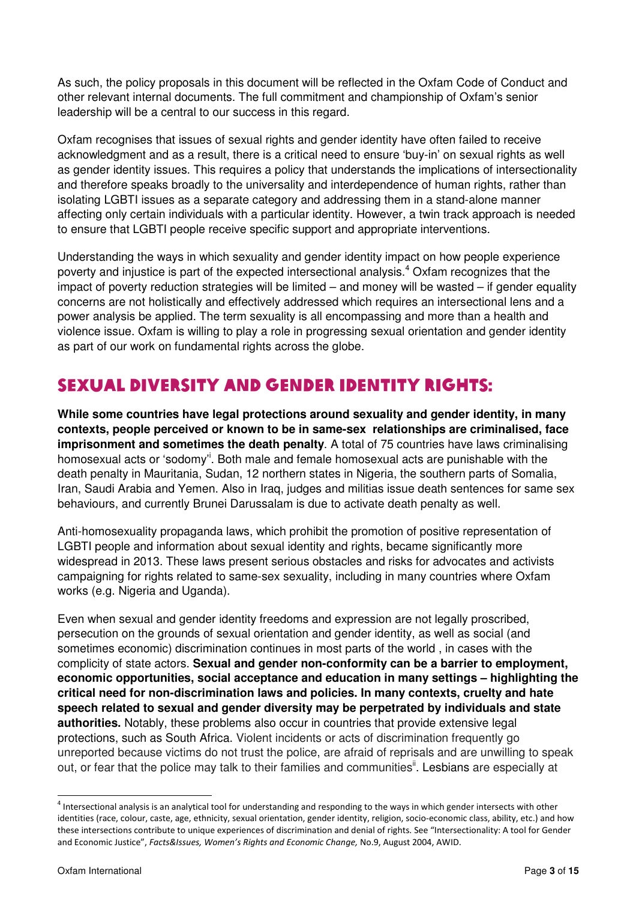As such, the policy proposals in this document will be reflected in the Oxfam Code of Conduct and other relevant internal documents. The full commitment and championship of Oxfam's senior leadership will be a central to our success in this regard.

Oxfam recognises that issues of sexual rights and gender identity have often failed to receive acknowledgment and as a result, there is a critical need to ensure 'buy-in' on sexual rights as well as gender identity issues. This requires a policy that understands the implications of intersectionality and therefore speaks broadly to the universality and interdependence of human rights, rather than isolating LGBTI issues as a separate category and addressing them in a stand-alone manner affecting only certain individuals with a particular identity. However, a twin track approach is needed to ensure that LGBTI people receive specific support and appropriate interventions.

Understanding the ways in which sexuality and gender identity impact on how people experience poverty and injustice is part of the expected intersectional analysis.[4] Oxfam recognizes that the impact of poverty reduction strategies will be limited – and money will be wasted – if gender equality concerns are not holistically and effectively addressed which requires an intersectional lens and a power analysis be applied. The term sexuality is all encompassing and more than a health and violence issue. Oxfam is willing to play a role in progressing sexual orientation and gender identity as part of our work on fundamental rights across the globe.

## SEXUAL DIVERSITY AND GENDER IDENTITY RIGHTS:

**While some countries have legal protections around sexuality and gender identity, in many contexts, people perceived or known to be in same-sex relationships are criminalised, face imprisonment and sometimes the death penalty**. A total of 75 countries have laws criminalising homosexual acts or 'sodomy'[i]. Both male and female homosexual acts are punishable with the death penalty in Mauritania, Sudan, 12 northern states in Nigeria, the southern parts of Somalia, Iran, Saudi Arabia and Yemen. Also in Iraq, judges and militias issue death sentences for same sex behaviours, and currently Brunei Darussalam is due to activate death penalty as well.

Anti-homosexuality propaganda laws, which prohibit the promotion of positive representation of LGBTI people and information about sexual identity and rights, became significantly more widespread in 2013. These laws present serious obstacles and risks for advocates and activists campaigning for rights related to same-sex sexuality, including in many countries where Oxfam works (e.g. Nigeria and Uganda).

Even when sexual and gender identity freedoms and expression are not legally proscribed, persecution on the grounds of sexual orientation and gender identity, as well as social (and sometimes economic) discrimination continues in most parts of the world , in cases with the complicity of state actors. **Sexual and gender non-conformity can be a barrier to employment, economic opportunities, social acceptance and education in many settings – highlighting the critical need for non-discrimination laws and policies. In many contexts, cruelty and hate speech related to sexual and gender diversity may be perpetrated by individuals and state authorities.** Notably, these problems also occur in countries that provide extensive legal protections, such as South Africa. Violent incidents or acts of discrimination frequently go unreported because victims do not trust the police, are afraid of reprisals and are unwilling to speak out, or fear that the police may talk to their families and communities[ii]. Lesbians are especially at

---

[4] Intersectional analysis is an analytical tool for understanding and responding to the ways in which gender intersects with other identities (race, colour, caste, age, ethnicity, sexual orientation, gender identity, religion, socio-economic class, ability, etc.) and how these intersections contribute to unique experiences of discrimination and denial of rights. See "Intersectionality: A tool for Gender and Economic Justice", *Facts&Issues, Women's Rights and Economic Change,* No.9, August 2004, AWID.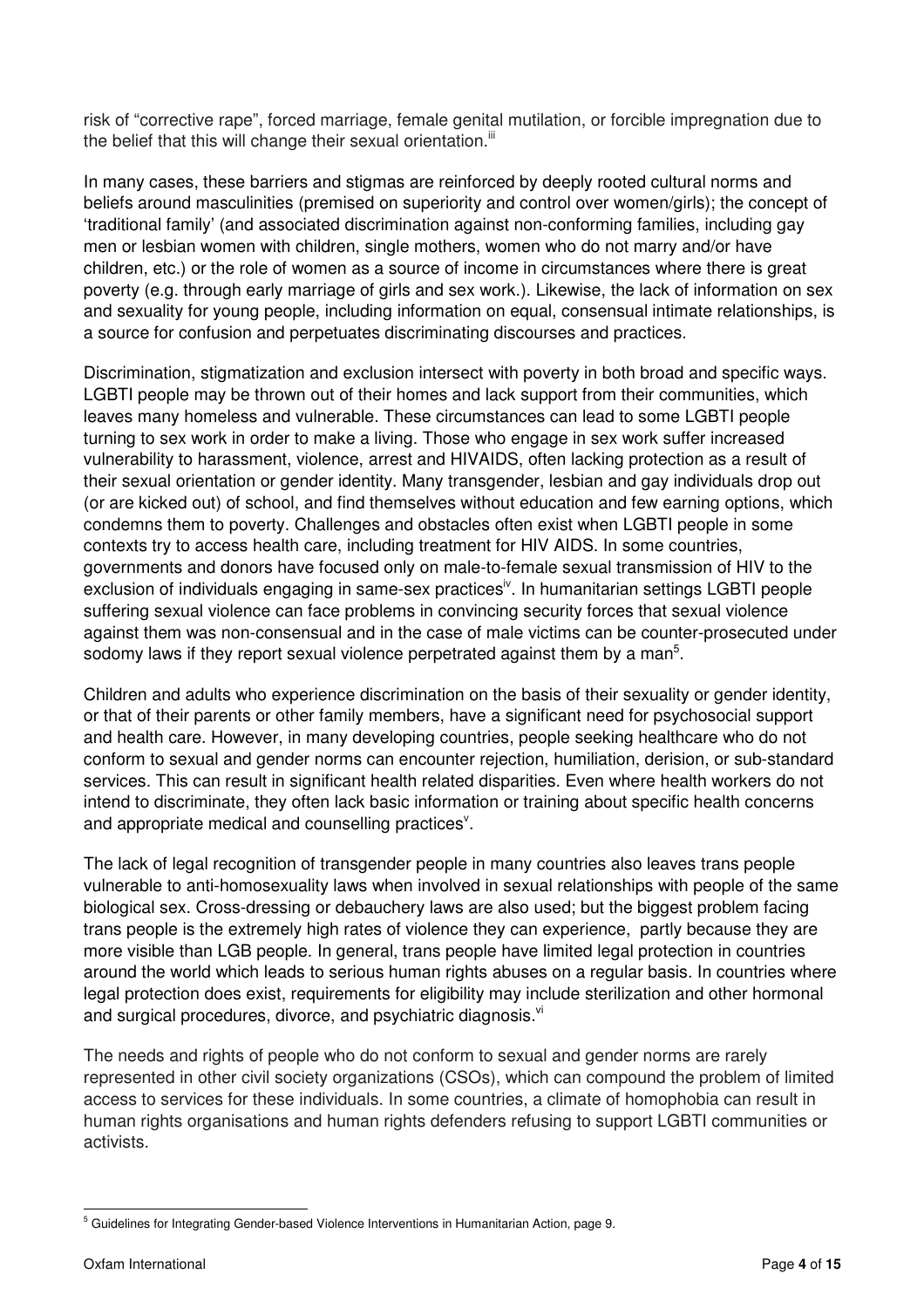risk of "corrective rape", forced marriage, female genital mutilation, or forcible impregnation due to the belief that this will change their sexual orientation.[iii]

In many cases, these barriers and stigmas are reinforced by deeply rooted cultural norms and beliefs around masculinities (premised on superiority and control over women/girls); the concept of 'traditional family' (and associated discrimination against non-conforming families, including gay men or lesbian women with children, single mothers, women who do not marry and/or have children, etc.) or the role of women as a source of income in circumstances where there is great poverty (e.g. through early marriage of girls and sex work.). Likewise, the lack of information on sex and sexuality for young people, including information on equal, consensual intimate relationships, is a source for confusion and perpetuates discriminating discourses and practices.

Discrimination, stigmatization and exclusion intersect with poverty in both broad and specific ways. LGBTI people may be thrown out of their homes and lack support from their communities, which leaves many homeless and vulnerable. These circumstances can lead to some LGBTI people turning to sex work in order to make a living. Those who engage in sex work suffer increased vulnerability to harassment, violence, arrest and HIVAIDS, often lacking protection as a result of their sexual orientation or gender identity. Many transgender, lesbian and gay individuals drop out (or are kicked out) of school, and find themselves without education and few earning options, which condemns them to poverty. Challenges and obstacles often exist when LGBTI people in some contexts try to access health care, including treatment for HIV AIDS. In some countries, governments and donors have focused only on male-to-female sexual transmission of HIV to the exclusion of individuals engaging in same-sex practices[iv]. In humanitarian settings LGBTI people suffering sexual violence can face problems in convincing security forces that sexual violence against them was non-consensual and in the case of male victims can be counter-prosecuted under sodomy laws if they report sexual violence perpetrated against them by a man[5].

Children and adults who experience discrimination on the basis of their sexuality or gender identity, or that of their parents or other family members, have a significant need for psychosocial support and health care. However, in many developing countries, people seeking healthcare who do not conform to sexual and gender norms can encounter rejection, humiliation, derision, or sub-standard services. This can result in significant health related disparities. Even where health workers do not intend to discriminate, they often lack basic information or training about specific health concerns and appropriate medical and counselling practices[v].

The lack of legal recognition of transgender people in many countries also leaves trans people vulnerable to anti-homosexuality laws when involved in sexual relationships with people of the same biological sex. Cross-dressing or debauchery laws are also used; but the biggest problem facing trans people is the extremely high rates of violence they can experience, partly because they are more visible than LGB people. In general, trans people have limited legal protection in countries around the world which leads to serious human rights abuses on a regular basis. In countries where legal protection does exist, requirements for eligibility may include sterilization and other hormonal and surgical procedures, divorce, and psychiatric diagnosis.[vi]

The needs and rights of people who do not conform to sexual and gender norms are rarely represented in other civil society organizations (CSOs), which can compound the problem of limited access to services for these individuals. In some countries, a climate of homophobia can result in human rights organisations and human rights defenders refusing to support LGBTI communities or activists.

---

[5] Guidelines for Integrating Gender-based Violence Interventions in Humanitarian Action, page 9.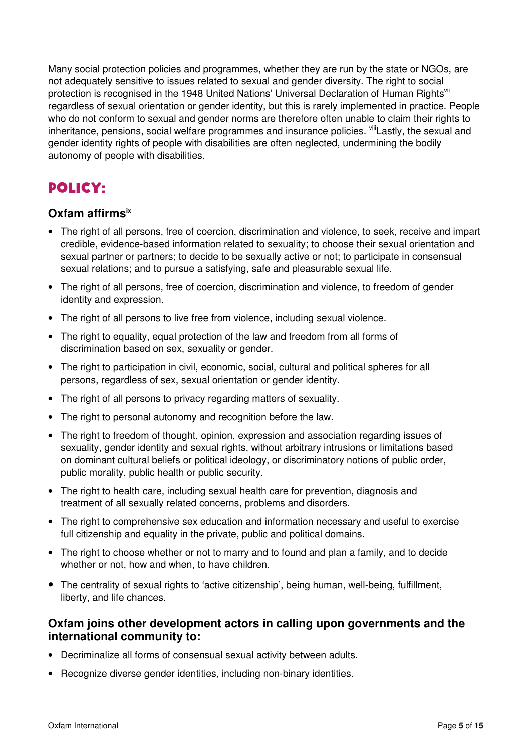Many social protection policies and programmes, whether they are run by the state or NGOs, are not adequately sensitive to issues related to sexual and gender diversity. The right to social protection is recognised in the 1948 United Nations' Universal Declaration of Human Rights[vii] regardless of sexual orientation or gender identity, but this is rarely implemented in practice. People who do not conform to sexual and gender norms are therefore often unable to claim their rights to inheritance, pensions, social welfare programmes and insurance policies. [viii]Lastly, the sexual and gender identity rights of people with disabilities are often neglected, undermining the bodily autonomy of people with disabilities.

# POLICY:

### Oxfam affirms[ix]

- The right of all persons, free of coercion, discrimination and violence, to seek, receive and impart credible, evidence-based information related to sexuality; to choose their sexual orientation and sexual partner or partners; to decide to be sexually active or not; to participate in consensual sexual relations; and to pursue a satisfying, safe and pleasurable sexual life.
- The right of all persons, free of coercion, discrimination and violence, to freedom of gender identity and expression.
- The right of all persons to live free from violence, including sexual violence.
- The right to equality, equal protection of the law and freedom from all forms of discrimination based on sex, sexuality or gender.
- The right to participation in civil, economic, social, cultural and political spheres for all persons, regardless of sex, sexual orientation or gender identity.
- The right of all persons to privacy regarding matters of sexuality.
- The right to personal autonomy and recognition before the law.
- The right to freedom of thought, opinion, expression and association regarding issues of sexuality, gender identity and sexual rights, without arbitrary intrusions or limitations based on dominant cultural beliefs or political ideology, or discriminatory notions of public order, public morality, public health or public security.
- The right to health care, including sexual health care for prevention, diagnosis and treatment of all sexually related concerns, problems and disorders.
- The right to comprehensive sex education and information necessary and useful to exercise full citizenship and equality in the private, public and political domains.
- The right to choose whether or not to marry and to found and plan a family, and to decide whether or not, how and when, to have children.
- The centrality of sexual rights to 'active citizenship', being human, well-being, fulfillment, liberty, and life chances.

### Oxfam joins other development actors in calling upon governments and the international community to:

- Decriminalize all forms of consensual sexual activity between adults.
- Recognize diverse gender identities, including non-binary identities.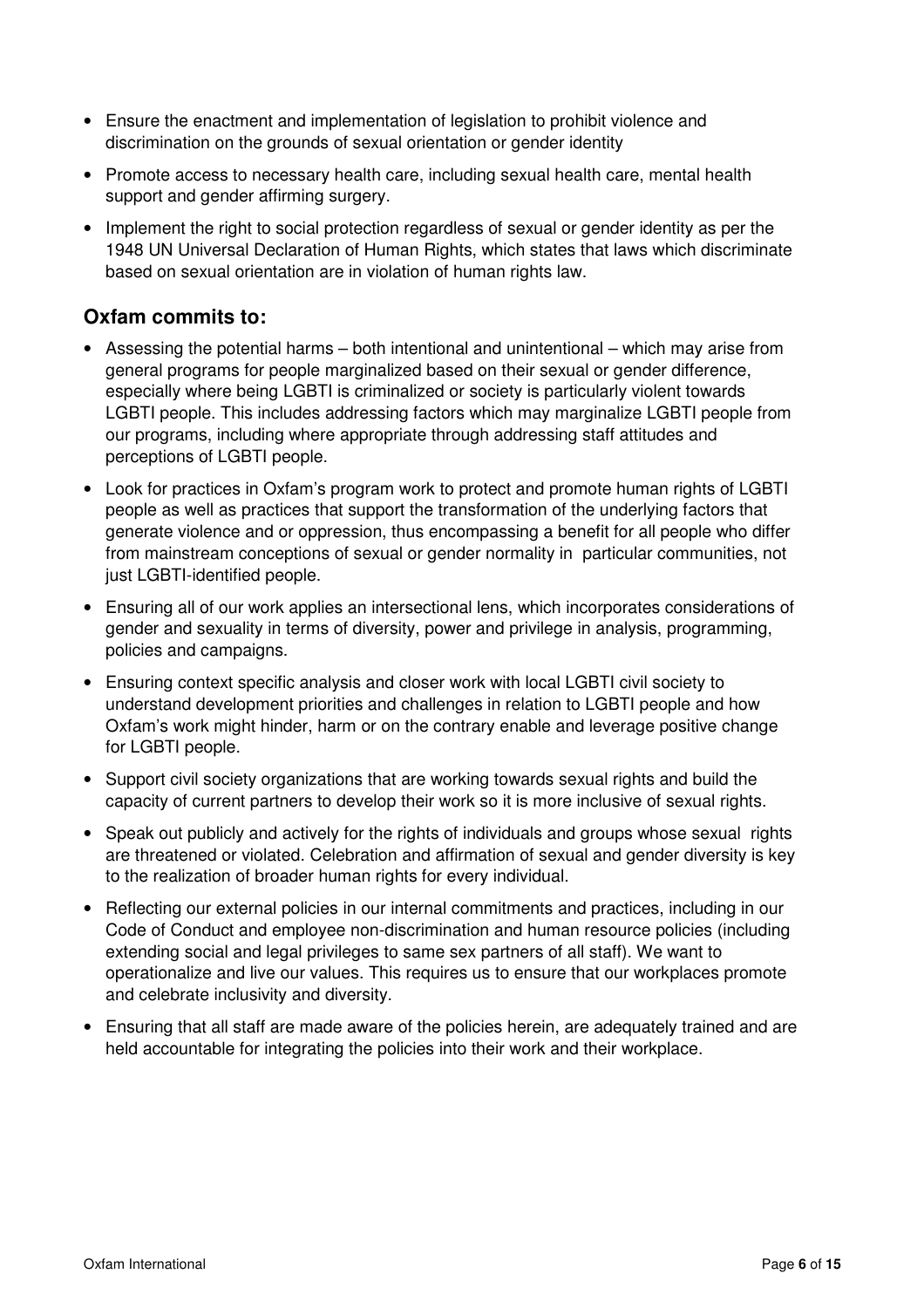- Ensure the enactment and implementation of legislation to prohibit violence and discrimination on the grounds of sexual orientation or gender identity
- Promote access to necessary health care, including sexual health care, mental health support and gender affirming surgery.
- Implement the right to social protection regardless of sexual or gender identity as per the 1948 UN Universal Declaration of Human Rights, which states that laws which discriminate based on sexual orientation are in violation of human rights law.

## Oxfam commits to:

- Assessing the potential harms – both intentional and unintentional – which may arise from general programs for people marginalized based on their sexual or gender difference, especially where being LGBTI is criminalized or society is particularly violent towards LGBTI people. This includes addressing factors which may marginalize LGBTI people from our programs, including where appropriate through addressing staff attitudes and perceptions of LGBTI people.
- Look for practices in Oxfam's program work to protect and promote human rights of LGBTI people as well as practices that support the transformation of the underlying factors that generate violence and or oppression, thus encompassing a benefit for all people who differ from mainstream conceptions of sexual or gender normality in particular communities, not just LGBTI-identified people.
- Ensuring all of our work applies an intersectional lens, which incorporates considerations of gender and sexuality in terms of diversity, power and privilege in analysis, programming, policies and campaigns.
- Ensuring context specific analysis and closer work with local LGBTI civil society to understand development priorities and challenges in relation to LGBTI people and how Oxfam's work might hinder, harm or on the contrary enable and leverage positive change for LGBTI people.
- Support civil society organizations that are working towards sexual rights and build the capacity of current partners to develop their work so it is more inclusive of sexual rights.
- Speak out publicly and actively for the rights of individuals and groups whose sexual rights are threatened or violated. Celebration and affirmation of sexual and gender diversity is key to the realization of broader human rights for every individual.
- Reflecting our external policies in our internal commitments and practices, including in our Code of Conduct and employee non-discrimination and human resource policies (including extending social and legal privileges to same sex partners of all staff). We want to operationalize and live our values. This requires us to ensure that our workplaces promote and celebrate inclusivity and diversity.
- Ensuring that all staff are made aware of the policies herein, are adequately trained and are held accountable for integrating the policies into their work and their workplace.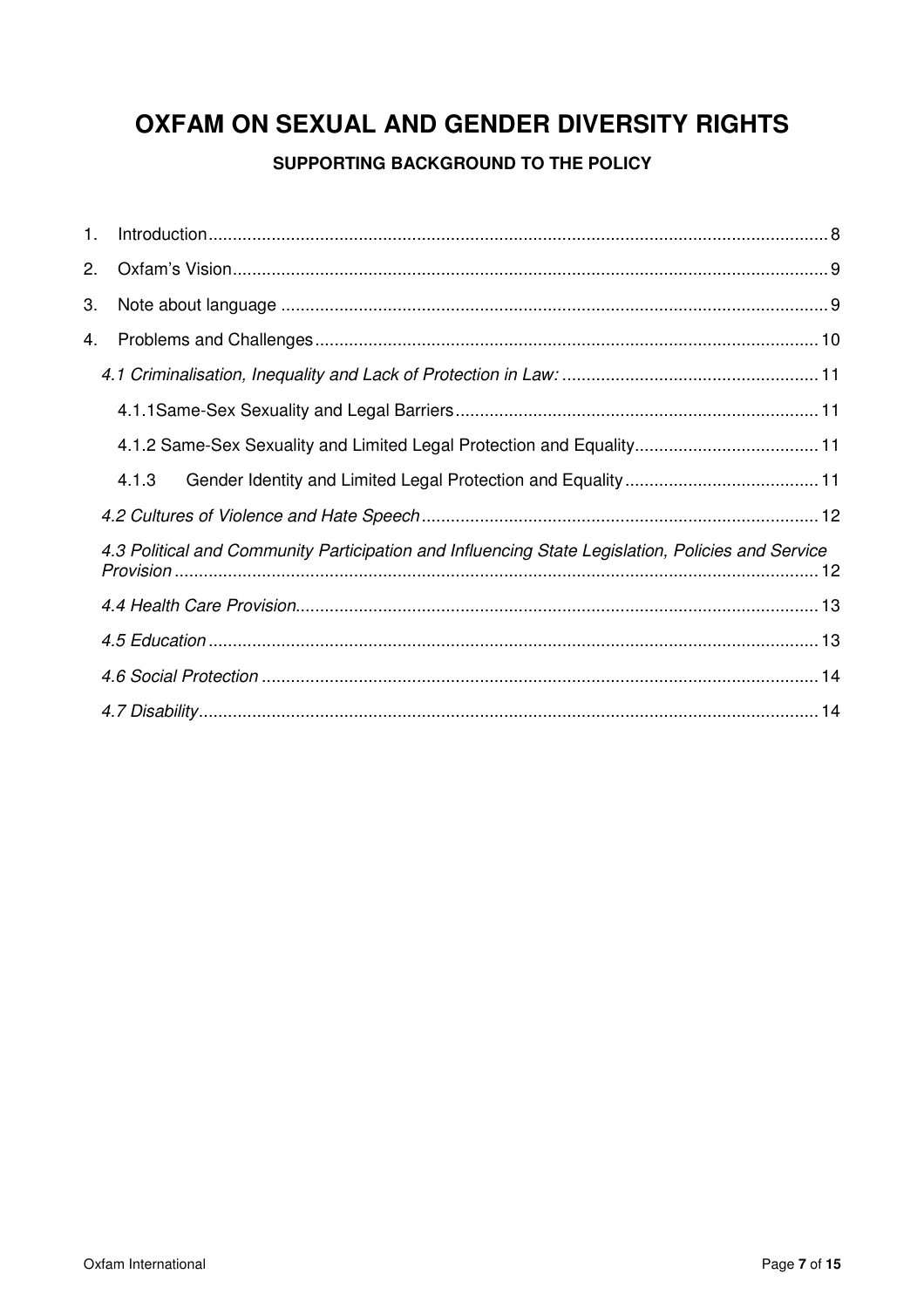# OXFAM ON SEXUAL AND GENDER DIVERSITY RIGHTS

## SUPPORTING BACKGROUND TO THE POLICY

1. Introduction ... 8
2. Oxfam's Vision ... 9
3. Note about language ... 9
4. Problems and Challenges ... 10
   - *4.1 Criminalisation, Inequality and Lack of Protection in Law:* ... 11
     - 4.1.1Same-Sex Sexuality and Legal Barriers ... 11
     - 4.1.2 Same-Sex Sexuality and Limited Legal Protection and Equality ... 11
     - 4.1.3 Gender Identity and Limited Legal Protection and Equality ... 11
   - *4.2 Cultures of Violence and Hate Speech* ... 12
   - *4.3 Political and Community Participation and Influencing State Legislation, Policies and Service Provision* ... 12
   - *4.4 Health Care Provision* ... 13
   - *4.5 Education* ... 13
   - *4.6 Social Protection* ... 14
   - *4.7 Disability* ... 14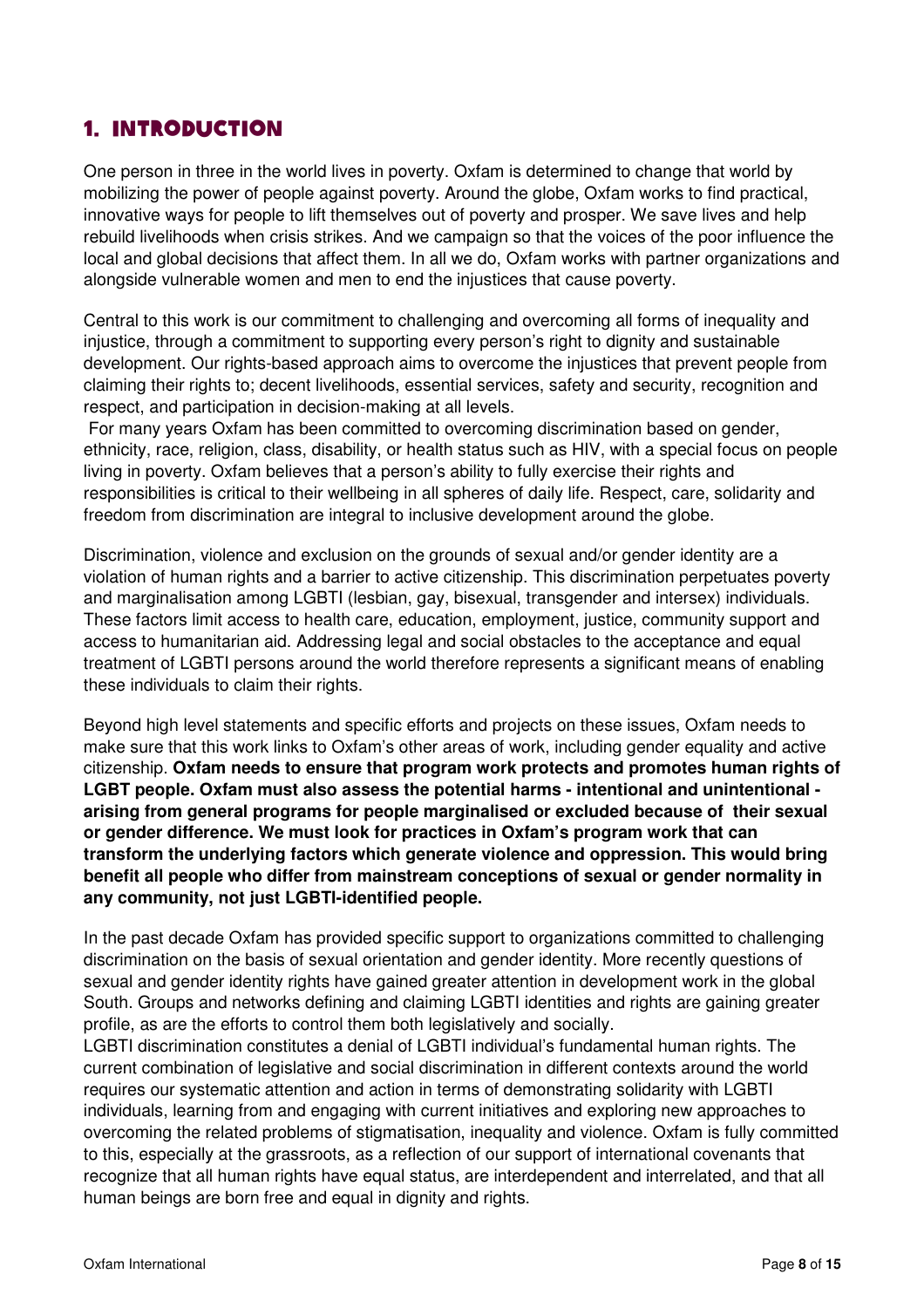## 1. INTRODUCTION

One person in three in the world lives in poverty. Oxfam is determined to change that world by mobilizing the power of people against poverty. Around the globe, Oxfam works to find practical, innovative ways for people to lift themselves out of poverty and prosper. We save lives and help rebuild livelihoods when crisis strikes. And we campaign so that the voices of the poor influence the local and global decisions that affect them. In all we do, Oxfam works with partner organizations and alongside vulnerable women and men to end the injustices that cause poverty.

Central to this work is our commitment to challenging and overcoming all forms of inequality and injustice, through a commitment to supporting every person's right to dignity and sustainable development. Our rights-based approach aims to overcome the injustices that prevent people from claiming their rights to; decent livelihoods, essential services, safety and security, recognition and respect, and participation in decision-making at all levels.

For many years Oxfam has been committed to overcoming discrimination based on gender, ethnicity, race, religion, class, disability, or health status such as HIV, with a special focus on people living in poverty. Oxfam believes that a person's ability to fully exercise their rights and responsibilities is critical to their wellbeing in all spheres of daily life. Respect, care, solidarity and freedom from discrimination are integral to inclusive development around the globe.

Discrimination, violence and exclusion on the grounds of sexual and/or gender identity are a violation of human rights and a barrier to active citizenship. This discrimination perpetuates poverty and marginalisation among LGBTI (lesbian, gay, bisexual, transgender and intersex) individuals. These factors limit access to health care, education, employment, justice, community support and access to humanitarian aid. Addressing legal and social obstacles to the acceptance and equal treatment of LGBTI persons around the world therefore represents a significant means of enabling these individuals to claim their rights.

Beyond high level statements and specific efforts and projects on these issues, Oxfam needs to make sure that this work links to Oxfam's other areas of work, including gender equality and active citizenship. **Oxfam needs to ensure that program work protects and promotes human rights of LGBT people. Oxfam must also assess the potential harms - intentional and unintentional - arising from general programs for people marginalised or excluded because of their sexual or gender difference. We must look for practices in Oxfam's program work that can transform the underlying factors which generate violence and oppression. This would bring benefit all people who differ from mainstream conceptions of sexual or gender normality in any community, not just LGBTI-identified people.**

In the past decade Oxfam has provided specific support to organizations committed to challenging discrimination on the basis of sexual orientation and gender identity. More recently questions of sexual and gender identity rights have gained greater attention in development work in the global South. Groups and networks defining and claiming LGBTI identities and rights are gaining greater profile, as are the efforts to control them both legislatively and socially.

LGBTI discrimination constitutes a denial of LGBTI individual's fundamental human rights. The current combination of legislative and social discrimination in different contexts around the world requires our systematic attention and action in terms of demonstrating solidarity with LGBTI individuals, learning from and engaging with current initiatives and exploring new approaches to overcoming the related problems of stigmatisation, inequality and violence. Oxfam is fully committed to this, especially at the grassroots, as a reflection of our support of international covenants that recognize that all human rights have equal status, are interdependent and interrelated, and that all human beings are born free and equal in dignity and rights.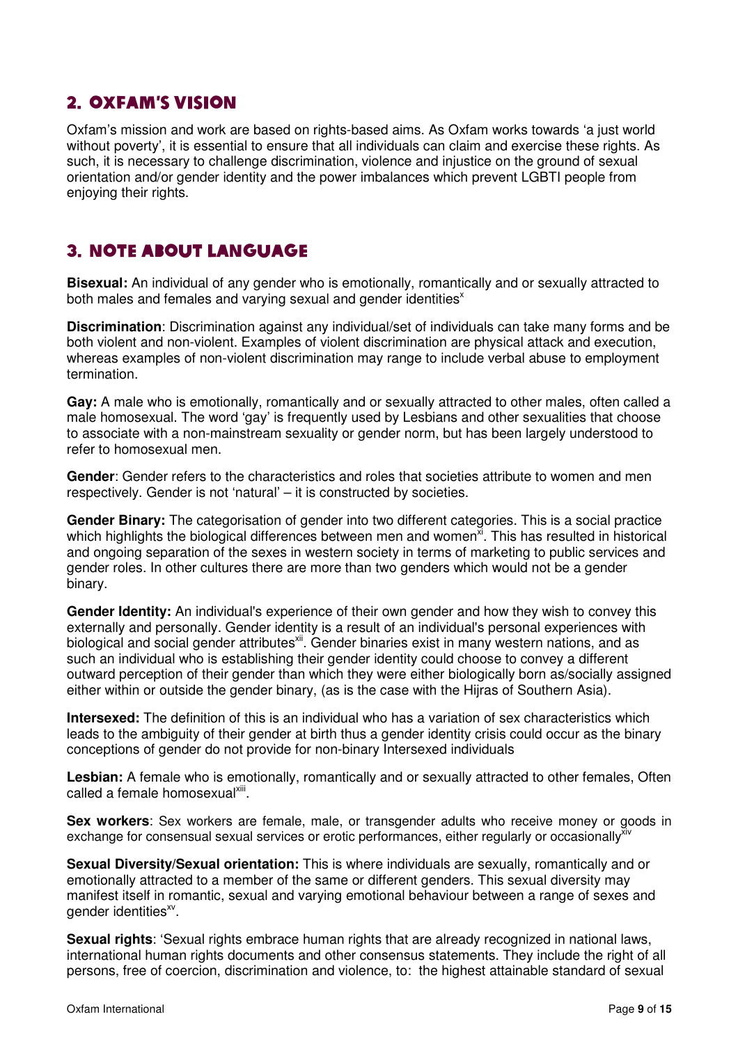## 2. OXFAM'S VISION

Oxfam's mission and work are based on rights-based aims. As Oxfam works towards 'a just world without poverty', it is essential to ensure that all individuals can claim and exercise these rights. As such, it is necessary to challenge discrimination, violence and injustice on the ground of sexual orientation and/or gender identity and the power imbalances which prevent LGBTI people from enjoying their rights.

## 3. NOTE ABOUT LANGUAGE

**Bisexual:** An individual of any gender who is emotionally, romantically and or sexually attracted to both males and females and varying sexual and gender identities[x]

**Discrimination**: Discrimination against any individual/set of individuals can take many forms and be both violent and non-violent. Examples of violent discrimination are physical attack and execution, whereas examples of non-violent discrimination may range to include verbal abuse to employment termination.

**Gay:** A male who is emotionally, romantically and or sexually attracted to other males, often called a male homosexual. The word 'gay' is frequently used by Lesbians and other sexualities that choose to associate with a non-mainstream sexuality or gender norm, but has been largely understood to refer to homosexual men.

**Gender**: Gender refers to the characteristics and roles that societies attribute to women and men respectively. Gender is not 'natural' – it is constructed by societies.

**Gender Binary:** The categorisation of gender into two different categories. This is a social practice which highlights the biological differences between men and women[xi]. This has resulted in historical and ongoing separation of the sexes in western society in terms of marketing to public services and gender roles. In other cultures there are more than two genders which would not be a gender binary.

**Gender Identity:** An individual's experience of their own gender and how they wish to convey this externally and personally. Gender identity is a result of an individual's personal experiences with biological and social gender attributes[xii]. Gender binaries exist in many western nations, and as such an individual who is establishing their gender identity could choose to convey a different outward perception of their gender than which they were either biologically born as/socially assigned either within or outside the gender binary, (as is the case with the Hijras of Southern Asia).

**Intersexed:** The definition of this is an individual who has a variation of sex characteristics which leads to the ambiguity of their gender at birth thus a gender identity crisis could occur as the binary conceptions of gender do not provide for non-binary Intersexed individuals

**Lesbian:** A female who is emotionally, romantically and or sexually attracted to other females, Often called a female homosexual[xiii].

**Sex workers**: Sex workers are female, male, or transgender adults who receive money or goods in exchange for consensual sexual services or erotic performances, either regularly or occasionally[xiv]

**Sexual Diversity/Sexual orientation:** This is where individuals are sexually, romantically and or emotionally attracted to a member of the same or different genders. This sexual diversity may manifest itself in romantic, sexual and varying emotional behaviour between a range of sexes and gender identities[xv].

**Sexual rights**: 'Sexual rights embrace human rights that are already recognized in national laws, international human rights documents and other consensus statements. They include the right of all persons, free of coercion, discrimination and violence, to: the highest attainable standard of sexual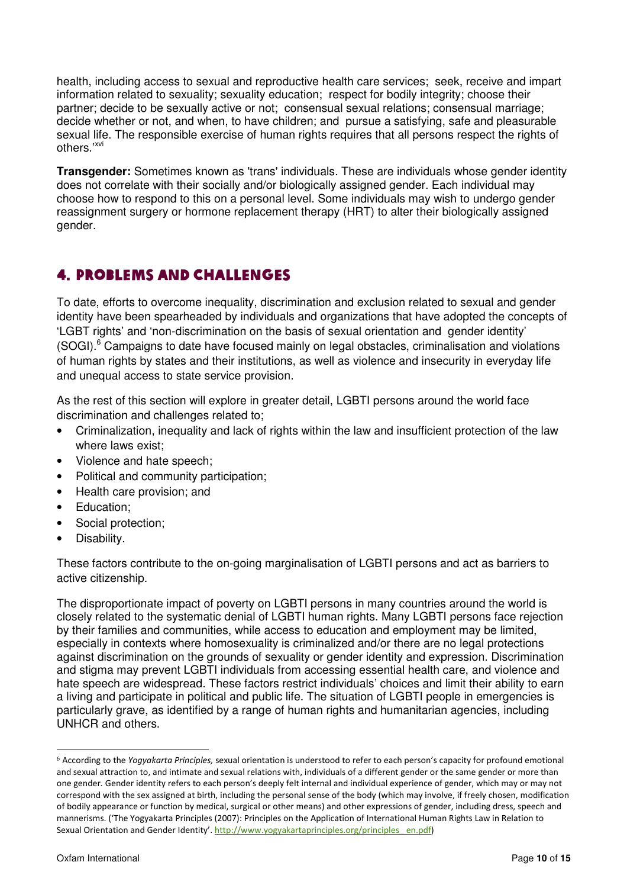health, including access to sexual and reproductive health care services; seek, receive and impart information related to sexuality; sexuality education; respect for bodily integrity; choose their partner; decide to be sexually active or not; consensual sexual relations; consensual marriage; decide whether or not, and when, to have children; and pursue a satisfying, safe and pleasurable sexual life. The responsible exercise of human rights requires that all persons respect the rights of others.'[xvi]

**Transgender:** Sometimes known as 'trans' individuals. These are individuals whose gender identity does not correlate with their socially and/or biologically assigned gender. Each individual may choose how to respond to this on a personal level. Some individuals may wish to undergo gender reassignment surgery or hormone replacement therapy (HRT) to alter their biologically assigned gender.

## 4. PROBLEMS AND CHALLENGES

To date, efforts to overcome inequality, discrimination and exclusion related to sexual and gender identity have been spearheaded by individuals and organizations that have adopted the concepts of 'LGBT rights' and 'non-discrimination on the basis of sexual orientation and gender identity' (SOGI).[6] Campaigns to date have focused mainly on legal obstacles, criminalisation and violations of human rights by states and their institutions, as well as violence and insecurity in everyday life and unequal access to state service provision.

As the rest of this section will explore in greater detail, LGBTI persons around the world face discrimination and challenges related to;

- Criminalization, inequality and lack of rights within the law and insufficient protection of the law where laws exist;
- Violence and hate speech;
- Political and community participation;
- Health care provision; and
- Education;
- Social protection;
- Disability.

These factors contribute to the on-going marginalisation of LGBTI persons and act as barriers to active citizenship.

The disproportionate impact of poverty on LGBTI persons in many countries around the world is closely related to the systematic denial of LGBTI human rights. Many LGBTI persons face rejection by their families and communities, while access to education and employment may be limited, especially in contexts where homosexuality is criminalized and/or there are no legal protections against discrimination on the grounds of sexuality or gender identity and expression. Discrimination and stigma may prevent LGBTI individuals from accessing essential health care, and violence and hate speech are widespread. These factors restrict individuals' choices and limit their ability to earn a living and participate in political and public life. The situation of LGBTI people in emergencies is particularly grave, as identified by a range of human rights and humanitarian agencies, including UNHCR and others.

---

[6] According to the *Yogyakarta Principles,* sexual orientation is understood to refer to each person's capacity for profound emotional and sexual attraction to, and intimate and sexual relations with, individuals of a different gender or the same gender or more than one gender. Gender identity refers to each person's deeply felt internal and individual experience of gender, which may or may not correspond with the sex assigned at birth, including the personal sense of the body (which may involve, if freely chosen, modification of bodily appearance or function by medical, surgical or other means) and other expressions of gender, including dress, speech and mannerisms. ('The Yogyakarta Principles (2007): Principles on the Application of International Human Rights Law in Relation to Sexual Orientation and Gender Identity'. http://www.yogyakartaprinciples.org/principles_en.pdf)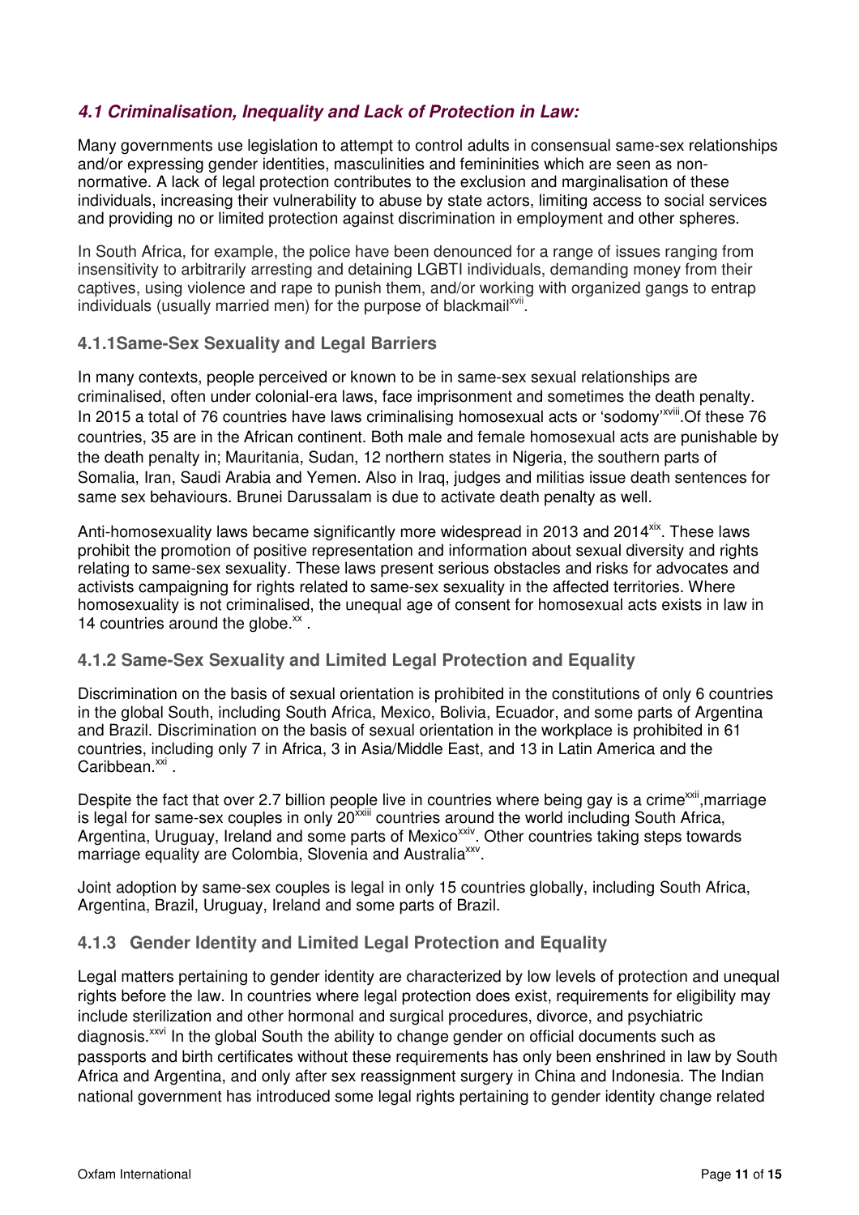### *4.1 Criminalisation, Inequality and Lack of Protection in Law:*

Many governments use legislation to attempt to control adults in consensual same-sex relationships and/or expressing gender identities, masculinities and femininities which are seen as non-normative. A lack of legal protection contributes to the exclusion and marginalisation of these individuals, increasing their vulnerability to abuse by state actors, limiting access to social services and providing no or limited protection against discrimination in employment and other spheres.

In South Africa, for example, the police have been denounced for a range of issues ranging from insensitivity to arbitrarily arresting and detaining LGBTI individuals, demanding money from their captives, using violence and rape to punish them, and/or working with organized gangs to entrap individuals (usually married men) for the purpose of blackmail[xvii].

#### 4.1.1Same-Sex Sexuality and Legal Barriers

In many contexts, people perceived or known to be in same-sex sexual relationships are criminalised, often under colonial-era laws, face imprisonment and sometimes the death penalty. In 2015 a total of 76 countries have laws criminalising homosexual acts or 'sodomy'[xviii].Of these 76 countries, 35 are in the African continent. Both male and female homosexual acts are punishable by the death penalty in; Mauritania, Sudan, 12 northern states in Nigeria, the southern parts of Somalia, Iran, Saudi Arabia and Yemen. Also in Iraq, judges and militias issue death sentences for same sex behaviours. Brunei Darussalam is due to activate death penalty as well.

Anti-homosexuality laws became significantly more widespread in 2013 and 2014[xix]. These laws prohibit the promotion of positive representation and information about sexual diversity and rights relating to same-sex sexuality. These laws present serious obstacles and risks for advocates and activists campaigning for rights related to same-sex sexuality in the affected territories. Where homosexuality is not criminalised, the unequal age of consent for homosexual acts exists in law in 14 countries around the globe.[xx] .

#### 4.1.2 Same-Sex Sexuality and Limited Legal Protection and Equality

Discrimination on the basis of sexual orientation is prohibited in the constitutions of only 6 countries in the global South, including South Africa, Mexico, Bolivia, Ecuador, and some parts of Argentina and Brazil. Discrimination on the basis of sexual orientation in the workplace is prohibited in 61 countries, including only 7 in Africa, 3 in Asia/Middle East, and 13 in Latin America and the Caribbean.[xxi] .

Despite the fact that over 2.7 billion people live in countries where being gay is a crime[xxii],marriage is legal for same-sex couples in only 20[xxiii] countries around the world including South Africa, Argentina, Uruguay, Ireland and some parts of Mexico[xxiv]. Other countries taking steps towards marriage equality are Colombia, Slovenia and Australia[xxv].

Joint adoption by same-sex couples is legal in only 15 countries globally, including South Africa, Argentina, Brazil, Uruguay, Ireland and some parts of Brazil.

#### 4.1.3 Gender Identity and Limited Legal Protection and Equality

Legal matters pertaining to gender identity are characterized by low levels of protection and unequal rights before the law. In countries where legal protection does exist, requirements for eligibility may include sterilization and other hormonal and surgical procedures, divorce, and psychiatric diagnosis.[xxvi] In the global South the ability to change gender on official documents such as passports and birth certificates without these requirements has only been enshrined in law by South Africa and Argentina, and only after sex reassignment surgery in China and Indonesia. The Indian national government has introduced some legal rights pertaining to gender identity change related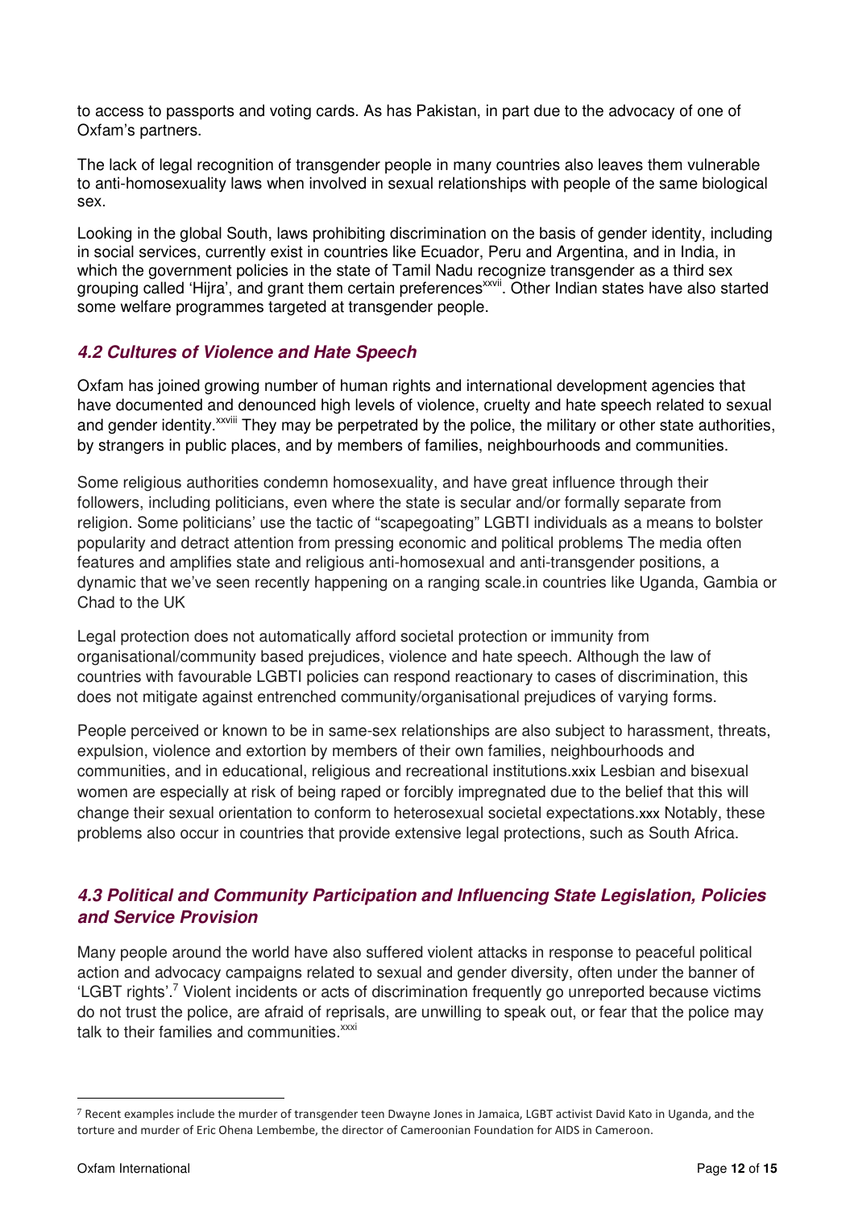to access to passports and voting cards. As has Pakistan, in part due to the advocacy of one of Oxfam's partners.

The lack of legal recognition of transgender people in many countries also leaves them vulnerable to anti-homosexuality laws when involved in sexual relationships with people of the same biological sex.

Looking in the global South, laws prohibiting discrimination on the basis of gender identity, including in social services, currently exist in countries like Ecuador, Peru and Argentina, and in India, in which the government policies in the state of Tamil Nadu recognize transgender as a third sex grouping called 'Hijra', and grant them certain preferences[xxvii]. Other Indian states have also started some welfare programmes targeted at transgender people.

### *4.2 Cultures of Violence and Hate Speech*

Oxfam has joined growing number of human rights and international development agencies that have documented and denounced high levels of violence, cruelty and hate speech related to sexual and gender identity.[xxviii] They may be perpetrated by the police, the military or other state authorities, by strangers in public places, and by members of families, neighbourhoods and communities.

Some religious authorities condemn homosexuality, and have great influence through their followers, including politicians, even where the state is secular and/or formally separate from religion. Some politicians' use the tactic of "scapegoating" LGBTI individuals as a means to bolster popularity and detract attention from pressing economic and political problems The media often features and amplifies state and religious anti-homosexual and anti-transgender positions, a dynamic that we've seen recently happening on a ranging scale.in countries like Uganda, Gambia or Chad to the UK

Legal protection does not automatically afford societal protection or immunity from organisational/community based prejudices, violence and hate speech. Although the law of countries with favourable LGBTI policies can respond reactionary to cases of discrimination, this does not mitigate against entrenched community/organisational prejudices of varying forms.

People perceived or known to be in same-sex relationships are also subject to harassment, threats, expulsion, violence and extortion by members of their own families, neighbourhoods and communities, and in educational, religious and recreational institutions.xxix Lesbian and bisexual women are especially at risk of being raped or forcibly impregnated due to the belief that this will change their sexual orientation to conform to heterosexual societal expectations.xxx Notably, these problems also occur in countries that provide extensive legal protections, such as South Africa.

### *4.3 Political and Community Participation and Influencing State Legislation, Policies and Service Provision*

Many people around the world have also suffered violent attacks in response to peaceful political action and advocacy campaigns related to sexual and gender diversity, often under the banner of 'LGBT rights'.[7] Violent incidents or acts of discrimination frequently go unreported because victims do not trust the police, are afraid of reprisals, are unwilling to speak out, or fear that the police may talk to their families and communities.[xxxi]

---

[7] Recent examples include the murder of transgender teen Dwayne Jones in Jamaica, LGBT activist David Kato in Uganda, and the torture and murder of Eric Ohena Lembembe, the director of Cameroonian Foundation for AIDS in Cameroon.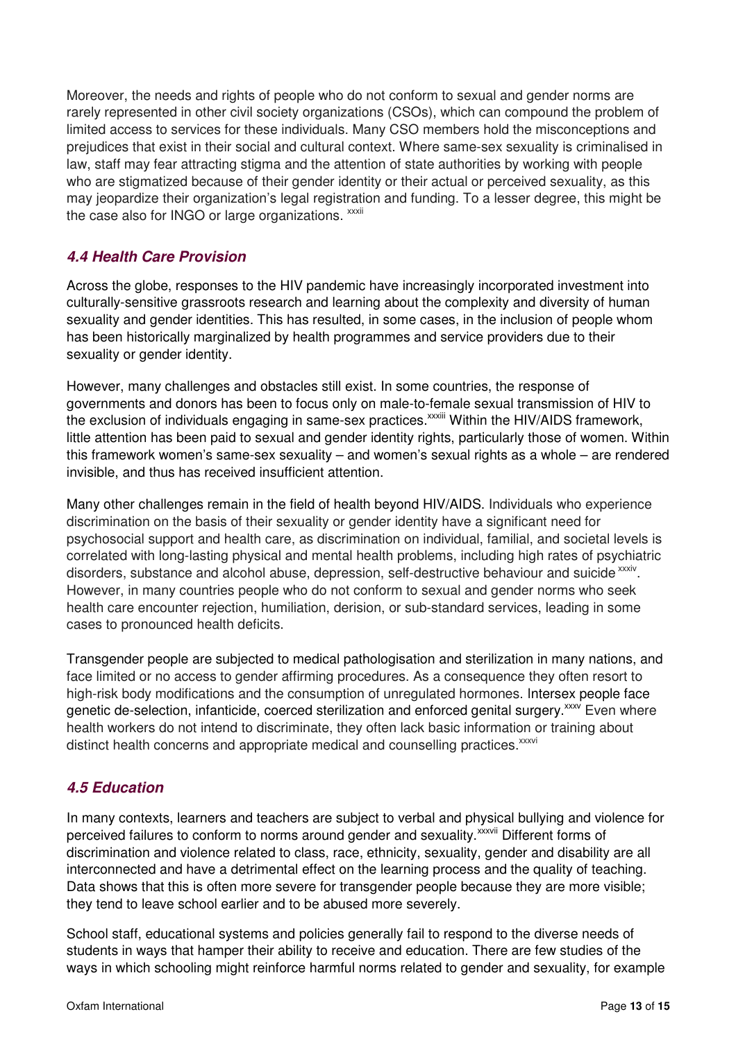Moreover, the needs and rights of people who do not conform to sexual and gender norms are rarely represented in other civil society organizations (CSOs), which can compound the problem of limited access to services for these individuals. Many CSO members hold the misconceptions and prejudices that exist in their social and cultural context. Where same-sex sexuality is criminalised in law, staff may fear attracting stigma and the attention of state authorities by working with people who are stigmatized because of their gender identity or their actual or perceived sexuality, as this may jeopardize their organization's legal registration and funding. To a lesser degree, this might be the case also for INGO or large organizations. [xxxii]

### *4.4 Health Care Provision*

Across the globe, responses to the HIV pandemic have increasingly incorporated investment into culturally-sensitive grassroots research and learning about the complexity and diversity of human sexuality and gender identities. This has resulted, in some cases, in the inclusion of people whom has been historically marginalized by health programmes and service providers due to their sexuality or gender identity.

However, many challenges and obstacles still exist. In some countries, the response of governments and donors has been to focus only on male-to-female sexual transmission of HIV to the exclusion of individuals engaging in same-sex practices.[xxxiii] Within the HIV/AIDS framework, little attention has been paid to sexual and gender identity rights, particularly those of women. Within this framework women's same-sex sexuality – and women's sexual rights as a whole – are rendered invisible, and thus has received insufficient attention.

Many other challenges remain in the field of health beyond HIV/AIDS. Individuals who experience discrimination on the basis of their sexuality or gender identity have a significant need for psychosocial support and health care, as discrimination on individual, familial, and societal levels is correlated with long-lasting physical and mental health problems, including high rates of psychiatric disorders, substance and alcohol abuse, depression, self-destructive behaviour and suicide [xxxiv]. However, in many countries people who do not conform to sexual and gender norms who seek health care encounter rejection, humiliation, derision, or sub-standard services, leading in some cases to pronounced health deficits.

Transgender people are subjected to medical pathologisation and sterilization in many nations, and face limited or no access to gender affirming procedures. As a consequence they often resort to high-risk body modifications and the consumption of unregulated hormones. Intersex people face genetic de-selection, infanticide, coerced sterilization and enforced genital surgery.[xxxv] Even where health workers do not intend to discriminate, they often lack basic information or training about distinct health concerns and appropriate medical and counselling practices.[xxxvi]

### *4.5 Education*

In many contexts, learners and teachers are subject to verbal and physical bullying and violence for perceived failures to conform to norms around gender and sexuality.[xxxvii] Different forms of discrimination and violence related to class, race, ethnicity, sexuality, gender and disability are all interconnected and have a detrimental effect on the learning process and the quality of teaching. Data shows that this is often more severe for transgender people because they are more visible; they tend to leave school earlier and to be abused more severely.

School staff, educational systems and policies generally fail to respond to the diverse needs of students in ways that hamper their ability to receive and education. There are few studies of the ways in which schooling might reinforce harmful norms related to gender and sexuality, for example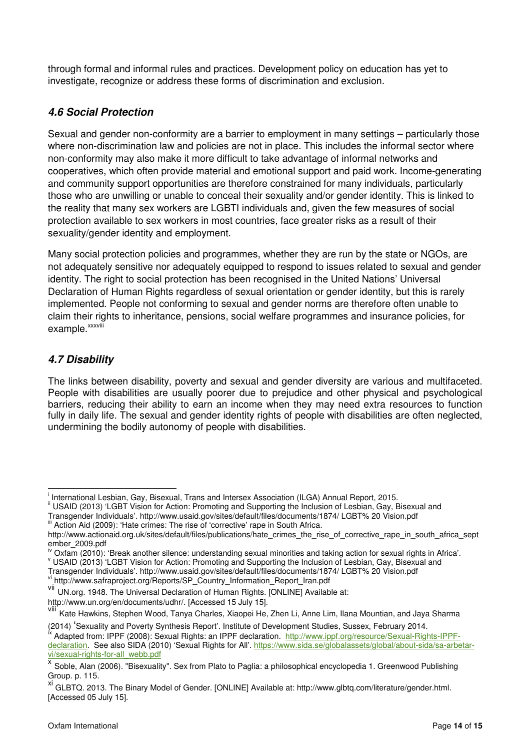through formal and informal rules and practices. Development policy on education has yet to investigate, recognize or address these forms of discrimination and exclusion.

### *4.6 Social Protection*

Sexual and gender non-conformity are a barrier to employment in many settings – particularly those where non-discrimination law and policies are not in place. This includes the informal sector where non-conformity may also make it more difficult to take advantage of informal networks and cooperatives, which often provide material and emotional support and paid work. Income-generating and community support opportunities are therefore constrained for many individuals, particularly those who are unwilling or unable to conceal their sexuality and/or gender identity. This is linked to the reality that many sex workers are LGBTI individuals and, given the few measures of social protection available to sex workers in most countries, face greater risks as a result of their sexuality/gender identity and employment.

Many social protection policies and programmes, whether they are run by the state or NGOs, are not adequately sensitive nor adequately equipped to respond to issues related to sexual and gender identity. The right to social protection has been recognised in the United Nations' Universal Declaration of Human Rights regardless of sexual orientation or gender identity, but this is rarely implemented. People not conforming to sexual and gender norms are therefore often unable to claim their rights to inheritance, pensions, social welfare programmes and insurance policies, for example.[xxxviii]

### *4.7 Disability*

The links between disability, poverty and sexual and gender diversity are various and multifaceted. People with disabilities are usually poorer due to prejudice and other physical and psychological barriers, reducing their ability to earn an income when they may need extra resources to function fully in daily life. The sexual and gender identity rights of people with disabilities are often neglected, undermining the bodily autonomy of people with disabilities.

---

[i] International Lesbian, Gay, Bisexual, Trans and Intersex Association (ILGA) Annual Report, 2015.

[ii] USAID (2013) 'LGBT Vision for Action: Promoting and Supporting the Inclusion of Lesbian, Gay, Bisexual and Transgender Individuals'. http://www.usaid.gov/sites/default/files/documents/1874/ LGBT% 20 Vision.pdf

[iii] Action Aid (2009): 'Hate crimes: The rise of 'corrective' rape in South Africa. http://www.actionaid.org.uk/sites/default/files/publications/hate_crimes_the_rise_of_corrective_rape_in_south_africa_september_2009.pdf

[iv] Oxfam (2010): 'Break another silence: understanding sexual minorities and taking action for sexual rights in Africa'.

[v] USAID (2013) 'LGBT Vision for Action: Promoting and Supporting the Inclusion of Lesbian, Gay, Bisexual and Transgender Individuals'. http://www.usaid.gov/sites/default/files/documents/1874/ LGBT% 20 Vision.pdf

[vi] http://www.safraproject.org/Reports/SP_Country_Information_Report_Iran.pdf

[vii] UN.org. 1948. The Universal Declaration of Human Rights. [ONLINE] Available at: http://www.un.org/en/documents/udhr/. [Accessed 15 July 15].

[viii] Kate Hawkins, Stephen Wood, Tanya Charles, Xiaopei He, Zhen Li, Anne Lim, Ilana Mountian, and Jaya Sharma (2014) 'Sexuality and Poverty Synthesis Report'. Institute of Development Studies, Sussex, February 2014.

[ix] Adapted from: IPPF (2008): Sexual Rights: an IPPF declaration. http://www.ippf.org/resource/Sexual-Rights-IPPF-declaration. See also SIDA (2010) 'Sexual Rights for All'. https://www.sida.se/globalassets/global/about-sida/sa-arbetar-vi/sexual-rights-for-all_webb.pdf

[x] Soble, Alan (2006). "Bisexuality". Sex from Plato to Paglia: a philosophical encyclopedia 1. Greenwood Publishing Group. p. 115.

[xi] GLBTQ. 2013. The Binary Model of Gender. [ONLINE] Available at: http://www.glbtq.com/literature/gender.html. [Accessed 05 July 15].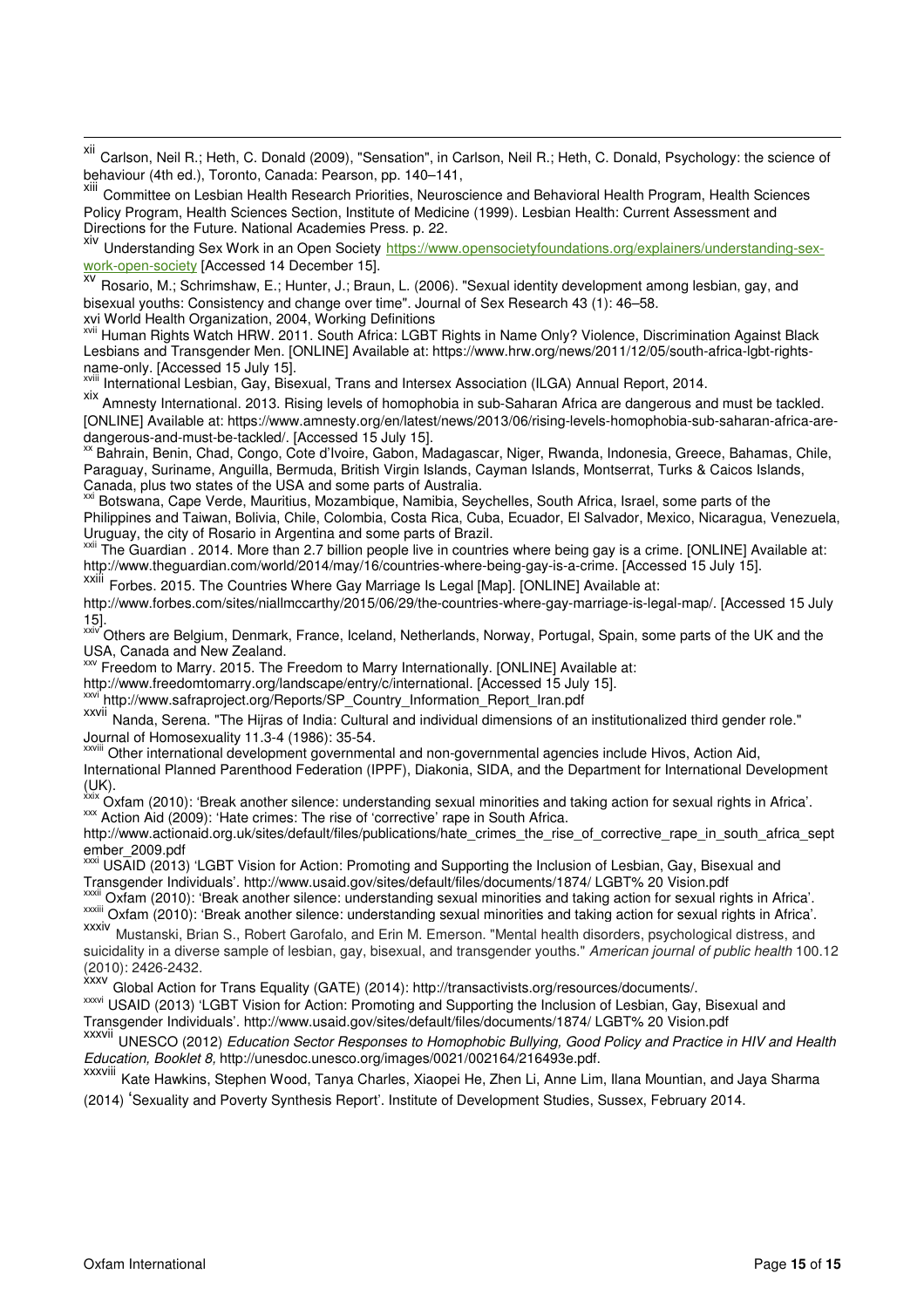[xii] Carlson, Neil R.; Heth, C. Donald (2009), "Sensation", in Carlson, Neil R.; Heth, C. Donald, Psychology: the science of behaviour (4th ed.), Toronto, Canada: Pearson, pp. 140–141,

[xiii] Committee on Lesbian Health Research Priorities, Neuroscience and Behavioral Health Program, Health Sciences Policy Program, Health Sciences Section, Institute of Medicine (1999). Lesbian Health: Current Assessment and Directions for the Future. National Academies Press. p. 22.

[xiv] Understanding Sex Work in an Open Society https://www.opensocietyfoundations.org/explainers/understanding-sex-work-open-society [Accessed 14 December 15].

[xv] Rosario, M.; Schrimshaw, E.; Hunter, J.; Braun, L. (2006). "Sexual identity development among lesbian, gay, and bisexual youths: Consistency and change over time". Journal of Sex Research 43 (1): 46–58.

xvi World Health Organization, 2004, Working Definitions

[xvii] Human Rights Watch HRW. 2011. South Africa: LGBT Rights in Name Only? Violence, Discrimination Against Black Lesbians and Transgender Men. [ONLINE] Available at: https://www.hrw.org/news/2011/12/05/south-africa-lgbt-rights-name-only. [Accessed 15 July 15].

[xviii] International Lesbian, Gay, Bisexual, Trans and Intersex Association (ILGA) Annual Report, 2014.

[xix] Amnesty International. 2013. Rising levels of homophobia in sub-Saharan Africa are dangerous and must be tackled. [ONLINE] Available at: https://www.amnesty.org/en/latest/news/2013/06/rising-levels-homophobia-sub-saharan-africa-are-dangerous-and-must-be-tackled/. [Accessed 15 July 15].

[xx] Bahrain, Benin, Chad, Congo, Cote d'Ivoire, Gabon, Madagascar, Niger, Rwanda, Indonesia, Greece, Bahamas, Chile, Paraguay, Suriname, Anguilla, Bermuda, British Virgin Islands, Cayman Islands, Montserrat, Turks & Caicos Islands, Canada, plus two states of the USA and some parts of Australia.

[xxi] Botswana, Cape Verde, Mauritius, Mozambique, Namibia, Seychelles, South Africa, Israel, some parts of the Philippines and Taiwan, Bolivia, Chile, Colombia, Costa Rica, Cuba, Ecuador, El Salvador, Mexico, Nicaragua, Venezuela, Uruguay, the city of Rosario in Argentina and some parts of Brazil.

[xxii] The Guardian . 2014. More than 2.7 billion people live in countries where being gay is a crime. [ONLINE] Available at: http://www.theguardian.com/world/2014/may/16/countries-where-being-gay-is-a-crime. [Accessed 15 July 15].

[xxiii] Forbes. 2015. The Countries Where Gay Marriage Is Legal [Map]. [ONLINE] Available at: http://www.forbes.com/sites/niallmccarthy/2015/06/29/the-countries-where-gay-marriage-is-legal-map/. [Accessed 15 July 15].

[xxiv] Others are Belgium, Denmark, France, Iceland, Netherlands, Norway, Portugal, Spain, some parts of the UK and the USA, Canada and New Zealand.

[xxv] Freedom to Marry. 2015. The Freedom to Marry Internationally. [ONLINE] Available at: http://www.freedomtomarry.org/landscape/entry/c/international. [Accessed 15 July 15].

[xxvi] http://www.safraproject.org/Reports/SP_Country_Information_Report_Iran.pdf

[xxvii] Nanda, Serena. "The Hijras of India: Cultural and individual dimensions of an institutionalized third gender role." Journal of Homosexuality 11.3-4 (1986): 35-54.

[xxviii] Other international development governmental and non-governmental agencies include Hivos, Action Aid, International Planned Parenthood Federation (IPPF), Diakonia, SIDA, and the Department for International Development (UK).

[xxix] Oxfam (2010): 'Break another silence: understanding sexual minorities and taking action for sexual rights in Africa'.

[xxx] Action Aid (2009): 'Hate crimes: The rise of 'corrective' rape in South Africa. http://www.actionaid.org.uk/sites/default/files/publications/hate_crimes_the_rise_of_corrective_rape_in_south_africa_september_2009.pdf

[xxxi] USAID (2013) 'LGBT Vision for Action: Promoting and Supporting the Inclusion of Lesbian, Gay, Bisexual and Transgender Individuals'. http://www.usaid.gov/sites/default/files/documents/1874/ LGBT% 20 Vision.pdf

[xxxii] Oxfam (2010): 'Break another silence: understanding sexual minorities and taking action for sexual rights in Africa'.

[xxxiii] Oxfam (2010): 'Break another silence: understanding sexual minorities and taking action for sexual rights in Africa'.

[xxxiv] Mustanski, Brian S., Robert Garofalo, and Erin M. Emerson. "Mental health disorders, psychological distress, and suicidality in a diverse sample of lesbian, gay, bisexual, and transgender youths." *American journal of public health* 100.12 (2010): 2426-2432.

[xxxv] Global Action for Trans Equality (GATE) (2014): http://transactivists.org/resources/documents/.

[xxxvi] USAID (2013) 'LGBT Vision for Action: Promoting and Supporting the Inclusion of Lesbian, Gay, Bisexual and Transgender Individuals'. http://www.usaid.gov/sites/default/files/documents/1874/ LGBT% 20 Vision.pdf

[xxxvii] UNESCO (2012) *Education Sector Responses to Homophobic Bullying, Good Policy and Practice in HIV and Health Education, Booklet 8,* http://unesdoc.unesco.org/images/0021/002164/216493e.pdf.

[xxxviii] Kate Hawkins, Stephen Wood, Tanya Charles, Xiaopei He, Zhen Li, Anne Lim, Ilana Mountian, and Jaya Sharma (2014) 'Sexuality and Poverty Synthesis Report'. Institute of Development Studies, Sussex, February 2014.